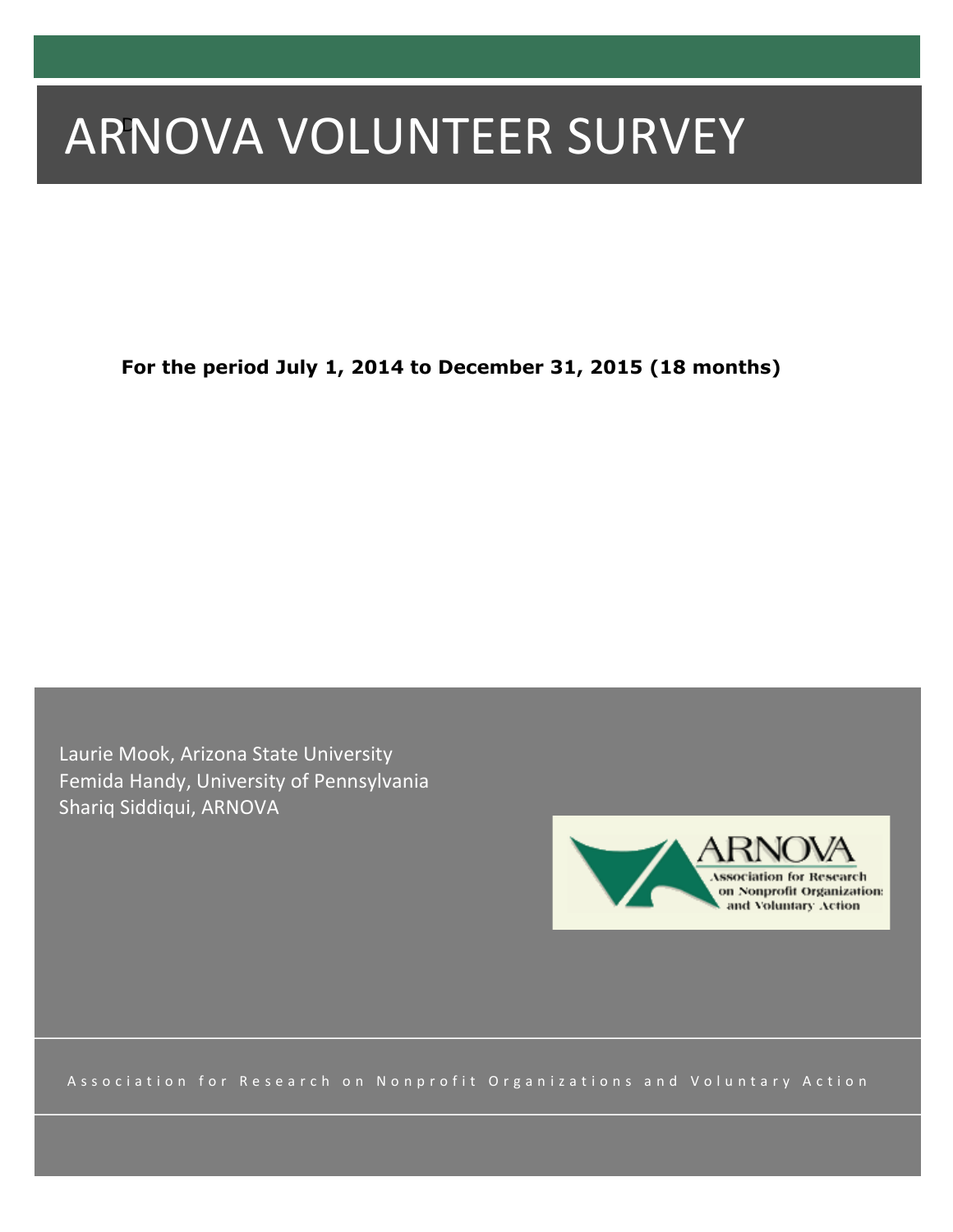# ARNOVA VOLUNTEER SURVEY

**For the period July 1, 2014 to December 31, 2015 (18 months)**

Laurie Mook, Arizona State University
Femida Handy, University of Pennsylvania
Shariq Siddiqui, ARNOVA

ARNOVA
Association for Research on Nonprofit Organizations and Voluntary Action

Association for Research on Nonprofit Organizations and Voluntary Action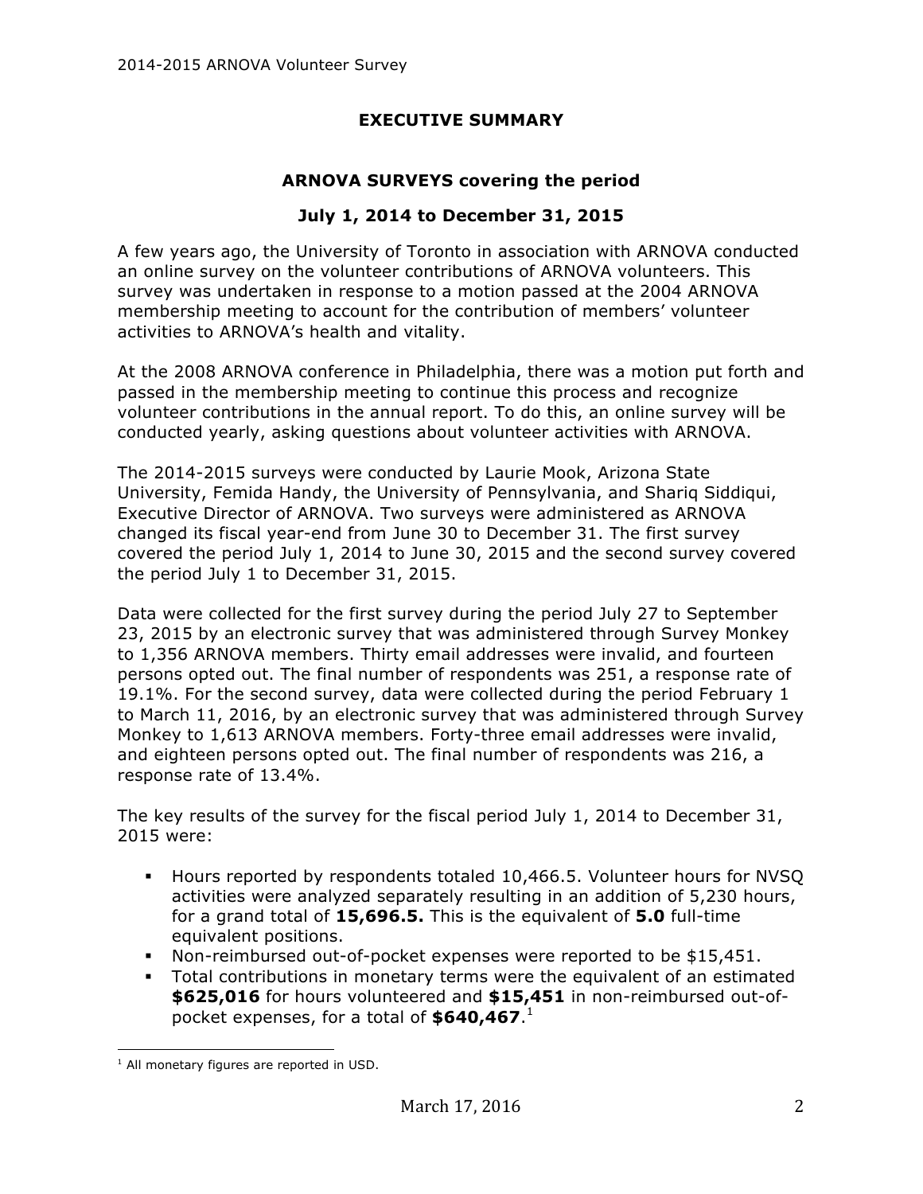## EXECUTIVE SUMMARY

### ARNOVA SURVEYS covering the period

### July 1, 2014 to December 31, 2015

A few years ago, the University of Toronto in association with ARNOVA conducted an online survey on the volunteer contributions of ARNOVA volunteers. This survey was undertaken in response to a motion passed at the 2004 ARNOVA membership meeting to account for the contribution of members' volunteer activities to ARNOVA's health and vitality.

At the 2008 ARNOVA conference in Philadelphia, there was a motion put forth and passed in the membership meeting to continue this process and recognize volunteer contributions in the annual report. To do this, an online survey will be conducted yearly, asking questions about volunteer activities with ARNOVA.

The 2014-2015 surveys were conducted by Laurie Mook, Arizona State University, Femida Handy, the University of Pennsylvania, and Shariq Siddiqui, Executive Director of ARNOVA. Two surveys were administered as ARNOVA changed its fiscal year-end from June 30 to December 31. The first survey covered the period July 1, 2014 to June 30, 2015 and the second survey covered the period July 1 to December 31, 2015.

Data were collected for the first survey during the period July 27 to September 23, 2015 by an electronic survey that was administered through Survey Monkey to 1,356 ARNOVA members. Thirty email addresses were invalid, and fourteen persons opted out. The final number of respondents was 251, a response rate of 19.1%. For the second survey, data were collected during the period February 1 to March 11, 2016, by an electronic survey that was administered through Survey Monkey to 1,613 ARNOVA members. Forty-three email addresses were invalid, and eighteen persons opted out. The final number of respondents was 216, a response rate of 13.4%.

The key results of the survey for the fiscal period July 1, 2014 to December 31, 2015 were:

- Hours reported by respondents totaled 10,466.5. Volunteer hours for NVSQ activities were analyzed separately resulting in an addition of 5,230 hours, for a grand total of **15,696.5.** This is the equivalent of **5.0** full-time equivalent positions.
- Non-reimbursed out-of-pocket expenses were reported to be $15,451.
- Total contributions in monetary terms were the equivalent of an estimated **$625,016** for hours volunteered and **$15,451** in non-reimbursed out-of-pocket expenses, for a total of **$640,467**.[1]

[1] All monetary figures are reported in USD.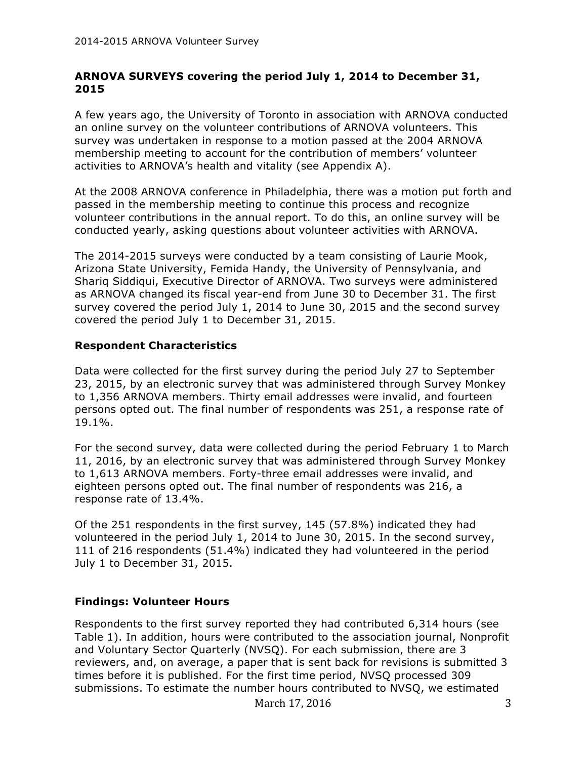## ARNOVA SURVEYS covering the period July 1, 2014 to December 31, 2015

A few years ago, the University of Toronto in association with ARNOVA conducted an online survey on the volunteer contributions of ARNOVA volunteers. This survey was undertaken in response to a motion passed at the 2004 ARNOVA membership meeting to account for the contribution of members' volunteer activities to ARNOVA's health and vitality (see Appendix A).

At the 2008 ARNOVA conference in Philadelphia, there was a motion put forth and passed in the membership meeting to continue this process and recognize volunteer contributions in the annual report. To do this, an online survey will be conducted yearly, asking questions about volunteer activities with ARNOVA.

The 2014-2015 surveys were conducted by a team consisting of Laurie Mook, Arizona State University, Femida Handy, the University of Pennsylvania, and Shariq Siddiqui, Executive Director of ARNOVA. Two surveys were administered as ARNOVA changed its fiscal year-end from June 30 to December 31. The first survey covered the period July 1, 2014 to June 30, 2015 and the second survey covered the period July 1 to December 31, 2015.

## Respondent Characteristics

Data were collected for the first survey during the period July 27 to September 23, 2015, by an electronic survey that was administered through Survey Monkey to 1,356 ARNOVA members. Thirty email addresses were invalid, and fourteen persons opted out. The final number of respondents was 251, a response rate of 19.1%.

For the second survey, data were collected during the period February 1 to March 11, 2016, by an electronic survey that was administered through Survey Monkey to 1,613 ARNOVA members. Forty-three email addresses were invalid, and eighteen persons opted out. The final number of respondents was 216, a response rate of 13.4%.

Of the 251 respondents in the first survey, 145 (57.8%) indicated they had volunteered in the period July 1, 2014 to June 30, 2015. In the second survey, 111 of 216 respondents (51.4%) indicated they had volunteered in the period July 1 to December 31, 2015.

## Findings: Volunteer Hours

Respondents to the first survey reported they had contributed 6,314 hours (see Table 1). In addition, hours were contributed to the association journal, Nonprofit and Voluntary Sector Quarterly (NVSQ). For each submission, there are 3 reviewers, and, on average, a paper that is sent back for revisions is submitted 3 times before it is published. For the first time period, NVSQ processed 309 submissions. To estimate the number hours contributed to NVSQ, we estimated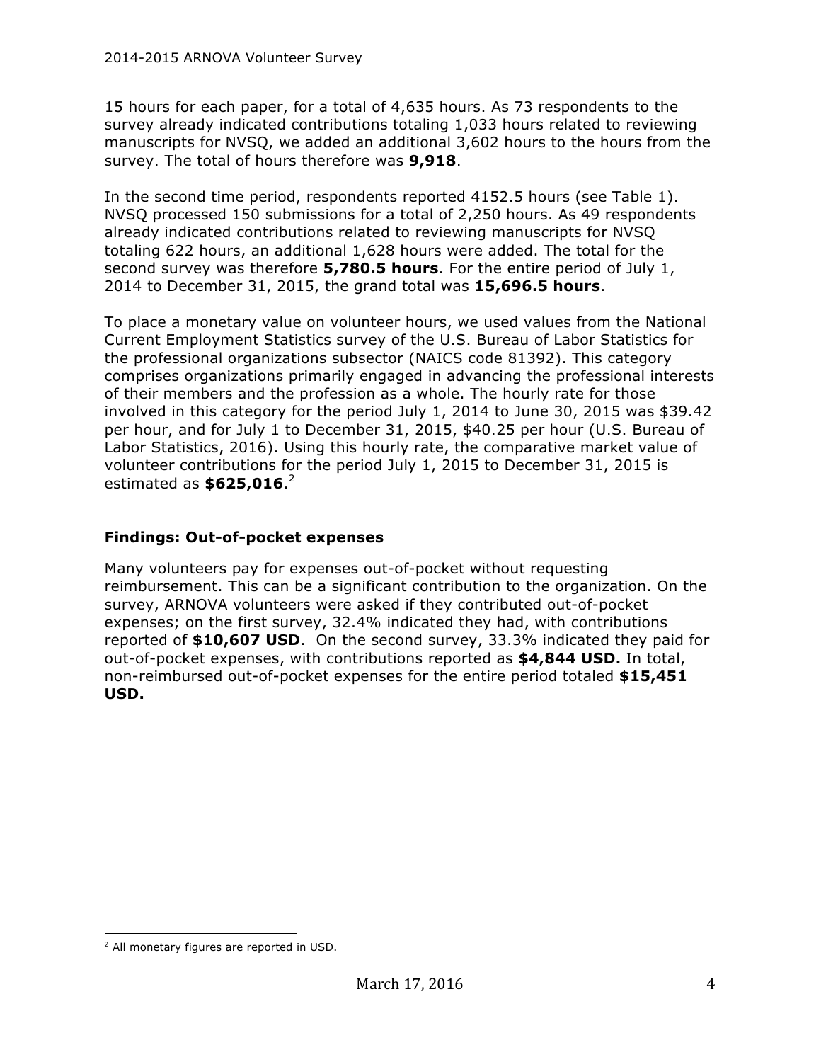15 hours for each paper, for a total of 4,635 hours. As 73 respondents to the survey already indicated contributions totaling 1,033 hours related to reviewing manuscripts for NVSQ, we added an additional 3,602 hours to the hours from the survey. The total of hours therefore was **9,918**.

In the second time period, respondents reported 4152.5 hours (see Table 1). NVSQ processed 150 submissions for a total of 2,250 hours. As 49 respondents already indicated contributions related to reviewing manuscripts for NVSQ totaling 622 hours, an additional 1,628 hours were added. The total for the second survey was therefore **5,780.5 hours**. For the entire period of July 1, 2014 to December 31, 2015, the grand total was **15,696.5 hours**.

To place a monetary value on volunteer hours, we used values from the National Current Employment Statistics survey of the U.S. Bureau of Labor Statistics for the professional organizations subsector (NAICS code 81392). This category comprises organizations primarily engaged in advancing the professional interests of their members and the profession as a whole. The hourly rate for those involved in this category for the period July 1, 2014 to June 30, 2015 was $39.42 per hour, and for July 1 to December 31, 2015, $40.25 per hour (U.S. Bureau of Labor Statistics, 2016). Using this hourly rate, the comparative market value of volunteer contributions for the period July 1, 2015 to December 31, 2015 is estimated as **$625,016**.[2]

### Findings: Out-of-pocket expenses

Many volunteers pay for expenses out-of-pocket without requesting reimbursement. This can be a significant contribution to the organization. On the survey, ARNOVA volunteers were asked if they contributed out-of-pocket expenses; on the first survey, 32.4% indicated they had, with contributions reported of **$10,607 USD**. On the second survey, 33.3% indicated they paid for out-of-pocket expenses, with contributions reported as **$4,844 USD.** In total, non-reimbursed out-of-pocket expenses for the entire period totaled **$15,451 USD.**

---

[2] All monetary figures are reported in USD.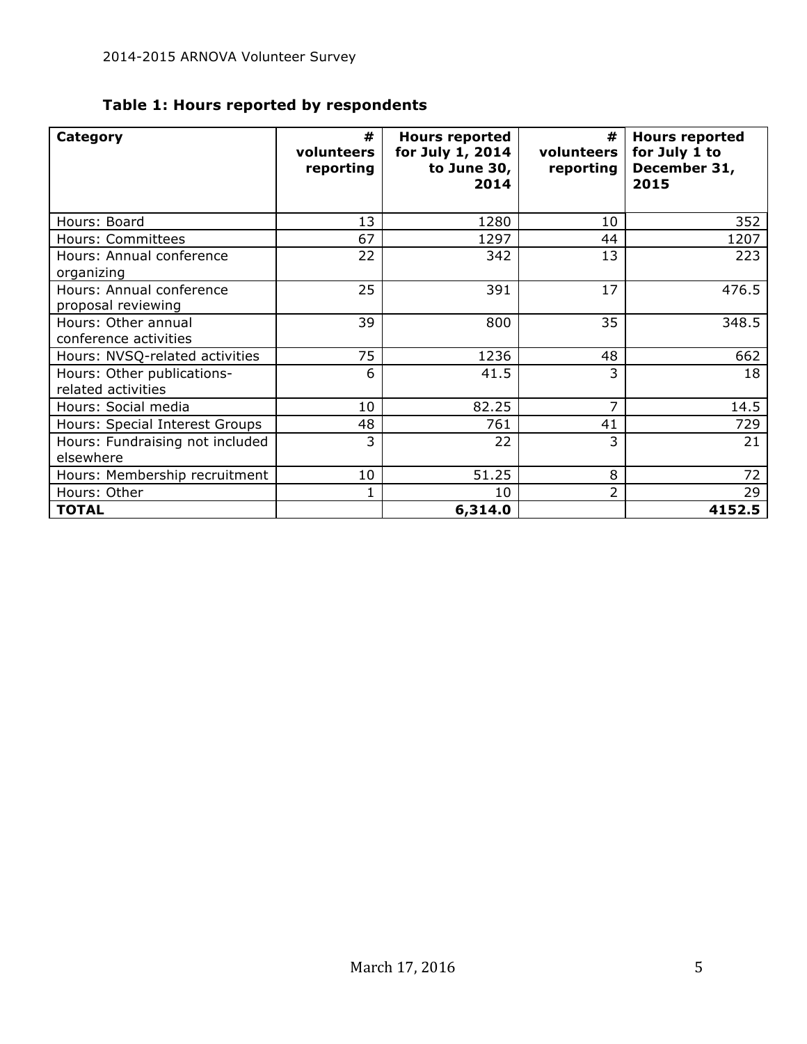**Table 1: Hours reported by respondents**

| Category | # volunteers reporting | Hours reported for July 1, 2014 to June 30, 2014 | # volunteers reporting | Hours reported for July 1 to December 31, 2015 |
|---|---|---|---|---|
| Hours: Board | 13 | 1280 | 10 | 352 |
| Hours: Committees | 67 | 1297 | 44 | 1207 |
| Hours: Annual conference organizing | 22 | 342 | 13 | 223 |
| Hours: Annual conference proposal reviewing | 25 | 391 | 17 | 476.5 |
| Hours: Other annual conference activities | 39 | 800 | 35 | 348.5 |
| Hours: NVSQ-related activities | 75 | 1236 | 48 | 662 |
| Hours: Other publications-related activities | 6 | 41.5 | 3 | 18 |
| Hours: Social media | 10 | 82.25 | 7 | 14.5 |
| Hours: Special Interest Groups | 48 | 761 | 41 | 729 |
| Hours: Fundraising not included elsewhere | 3 | 22 | 3 | 21 |
| Hours: Membership recruitment | 10 | 51.25 | 8 | 72 |
| Hours: Other | 1 | 10 | 2 | 29 |
| **TOTAL** | | **6,314.0** | | **4152.5** |